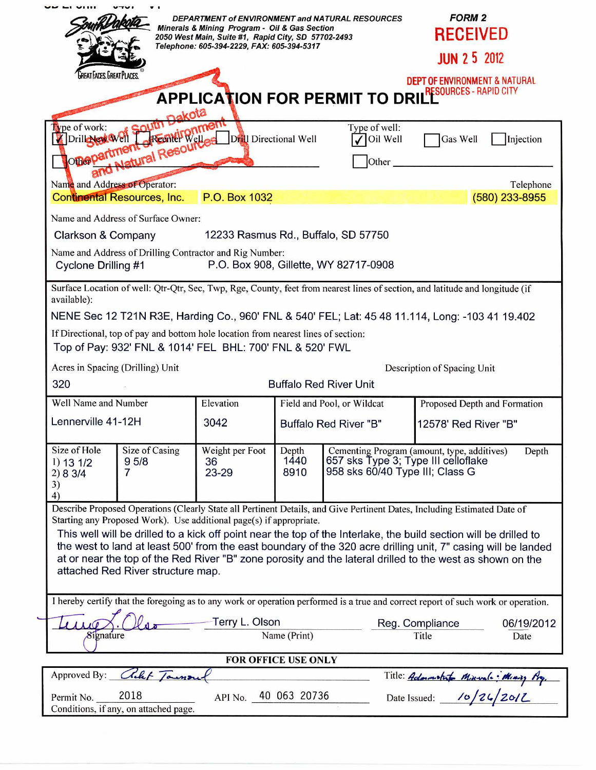DEPARTMENT of ENVIRONMENT and NATURAL RESOURCES
Minerals & Mining Program - Oil & Gas Section
2050 West Main, Suite #1, Rapid City, SD 57702-2493
Telephone: 605-394-2229, FAX: 605-394-5317

**FORM 2**

RECEIVED
JUN 25 2012
DEPT OF ENVIRONMENT & NATURAL RESOURCES - RAPID CITY

South Dakota Department of Environment and Natural Resources

# APPLICATION FOR PERMIT TO DRILL

Type of work: [✓] Drill New Well [ ] Reenter Well [ ] Drill Directional Well [ ] Other

Type of well: [✓] Oil Well [ ] Gas Well [ ] Injection [ ] Other

Name and Address of Operator: Continental Resources, Inc. P.O. Box 1032

Telephone: (580) 233-8955

Name and Address of Surface Owner: Clarkson & Company 12233 Rasmus Rd., Buffalo, SD 57750

Name and Address of Drilling Contractor and Rig Number: Cyclone Drilling #1 P.O. Box 908, Gillette, WY 82717-0908

Surface Location of well: Qtr-Qtr, Sec, Twp, Rge, County, feet from nearest lines of section, and latitude and longitude (if available):

NENE Sec 12 T21N R3E, Harding Co., 960' FNL & 540' FEL; Lat: 45 48 11.114, Long: -103 41 19.402

If Directional, top of pay and bottom hole location from nearest lines of section:

Top of Pay: 932' FNL & 1014' FEL BHL: 700' FNL & 520' FWL

| Acres in Spacing (Drilling) Unit | Description of Spacing Unit |
|---|---|
| 320 | Buffalo Red River Unit |

| Well Name and Number | Elevation | Field and Pool, or Wildcat | Proposed Depth and Formation |
|---|---|---|---|
| Lennerville 41-12H | 3042 | Buffalo Red River "B" | 12578' Red River "B" |

| Size of Hole | Size of Casing | Weight per Foot | Depth | Cementing Program (amount, type, additives) | Depth |
|---|---|---|---|---|---|
| 1) 13 1/2 | 9 5/8 | 36 | 1440 | 657 sks Type 3; Type III celloflake | |
| 2) 8 3/4 | 7 | 23-29 | 8910 | 958 sks 60/40 Type III; Class G | |
| 3) | | | | | |
| 4) | | | | | |

Describe Proposed Operations (Clearly State all Pertinent Details, and Give Pertinent Dates, Including Estimated Date of Starting any Proposed Work). Use additional page(s) if appropriate.

This well will be drilled to a kick off point near the top of the Interlake, the build section will be drilled to the west to land at least 500' from the east boundary of the 320 acre drilling unit, 7" casing will be landed at or near the top of the Red River "B" zone porosity and the lateral drilled to the west as shown on the attached Red River structure map.

I hereby certify that the foregoing as to any work or operation performed is a true and correct report of such work or operation.

| Signature | Name (Print) | Title | Date |
|---|---|---|---|
| *(signed)* | Terry L. Olson | Reg. Compliance | 06/19/2012 |

**FOR OFFICE USE ONLY**

Approved By: *(signed)* Title: Administrator Minerals & Mining Pg.

Permit No. 2018 API No. 40 063 20736 Date Issued: 10/26/2012

Conditions, if any, on attached page.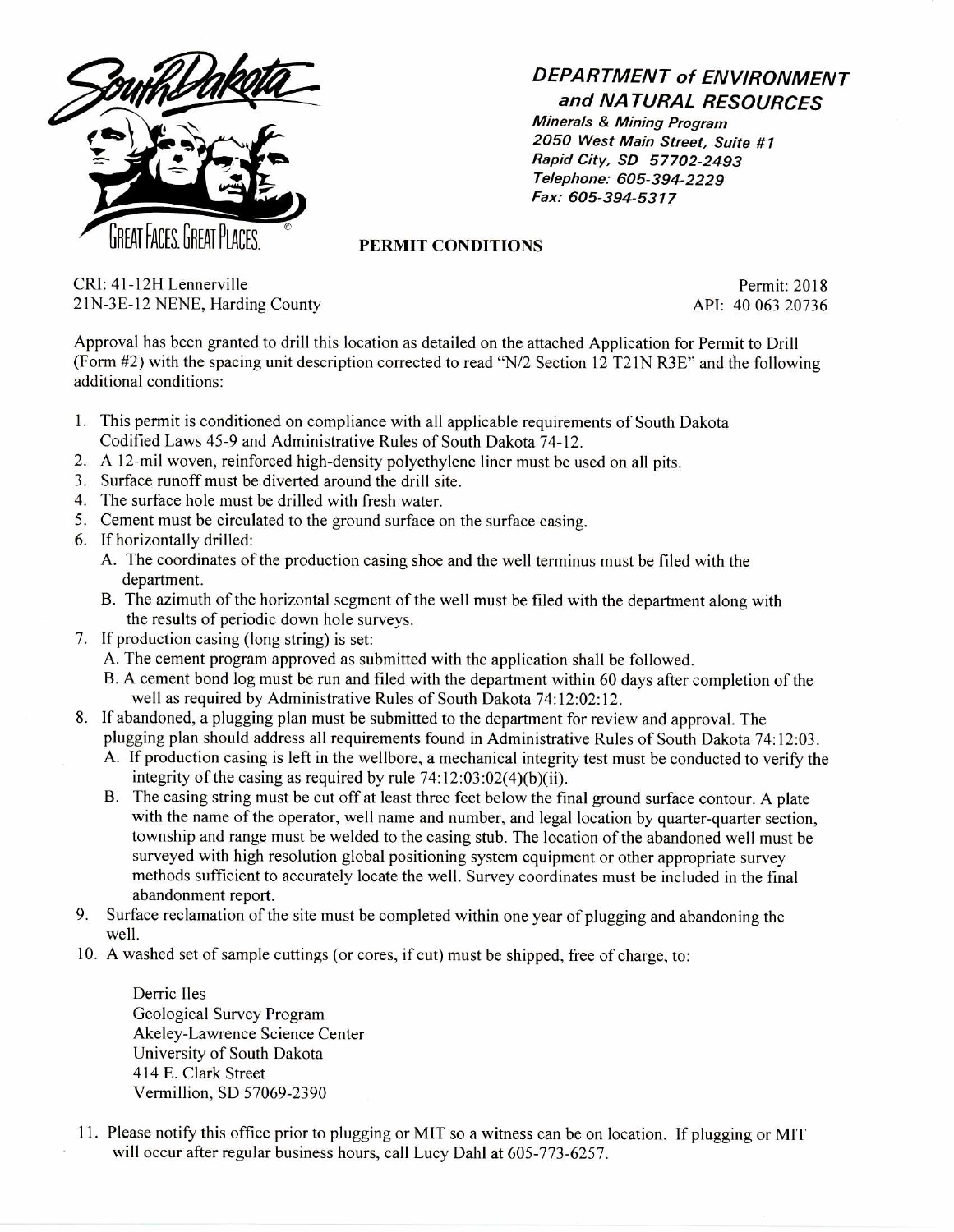South Dakota

GREAT FACES. GREAT PLACES.

**_DEPARTMENT of ENVIRONMENT and NATURAL RESOURCES_**

_Minerals & Mining Program_
_2050 West Main Street, Suite #1_
_Rapid City, SD 57702-2493_
_Telephone: 605-394-2229_
_Fax: 605-394-5317_

## PERMIT CONDITIONS

CRI: 41-12H Lennerville
21N-3E-12 NENE, Harding County

Permit: 2018
API: 40 063 20736

Approval has been granted to drill this location as detailed on the attached Application for Permit to Drill (Form #2) with the spacing unit description corrected to read "N/2 Section 12 T21N R3E" and the following additional conditions:

1. This permit is conditioned on compliance with all applicable requirements of South Dakota Codified Laws 45-9 and Administrative Rules of South Dakota 74-12.
2. A 12-mil woven, reinforced high-density polyethylene liner must be used on all pits.
3. Surface runoff must be diverted around the drill site.
4. The surface hole must be drilled with fresh water.
5. Cement must be circulated to the ground surface on the surface casing.
6. If horizontally drilled:
   - A. The coordinates of the production casing shoe and the well terminus must be filed with the department.
   - B. The azimuth of the horizontal segment of the well must be filed with the department along with the results of periodic down hole surveys.
7. If production casing (long string) is set:
   - A. The cement program approved as submitted with the application shall be followed.
   - B. A cement bond log must be run and filed with the department within 60 days after completion of the well as required by Administrative Rules of South Dakota 74:12:02:12.
8. If abandoned, a plugging plan must be submitted to the department for review and approval. The plugging plan should address all requirements found in Administrative Rules of South Dakota 74:12:03.
   - A. If production casing is left in the wellbore, a mechanical integrity test must be conducted to verify the integrity of the casing as required by rule 74:12:03:02(4)(b)(ii).
   - B. The casing string must be cut off at least three feet below the final ground surface contour. A plate with the name of the operator, well name and number, and legal location by quarter-quarter section, township and range must be welded to the casing stub. The location of the abandoned well must be surveyed with high resolution global positioning system equipment or other appropriate survey methods sufficient to accurately locate the well. Survey coordinates must be included in the final abandonment report.
9. Surface reclamation of the site must be completed within one year of plugging and abandoning the well.
10. A washed set of sample cuttings (or cores, if cut) must be shipped, free of charge, to:

    Derric Iles
    Geological Survey Program
    Akeley-Lawrence Science Center
    University of South Dakota
    414 E. Clark Street
    Vermillion, SD 57069-2390

11. Please notify this office prior to plugging or MIT so a witness can be on location. If plugging or MIT will occur after regular business hours, call Lucy Dahl at 605-773-6257.